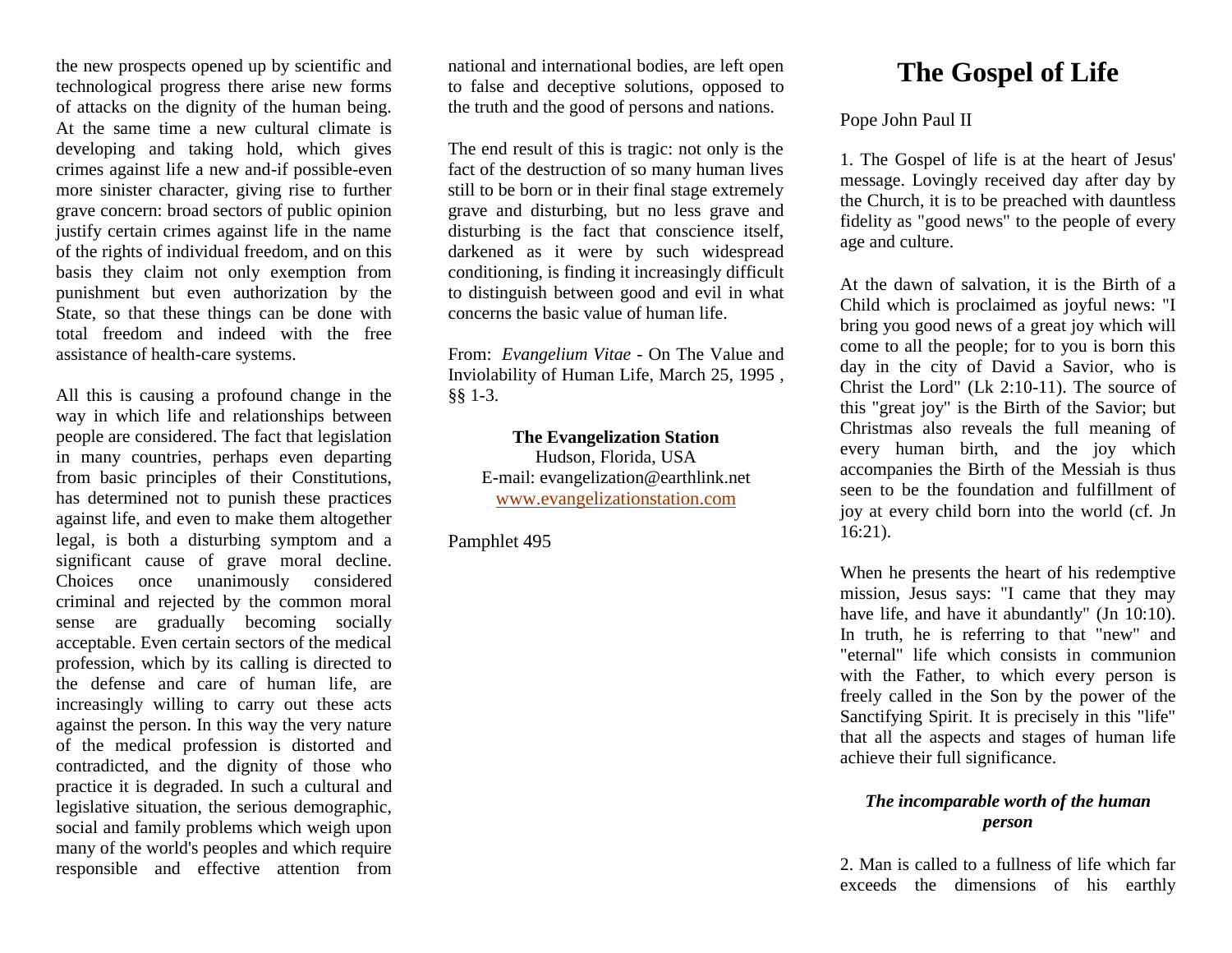the new prospects opened up by scientific and technological progress there arise new forms of attacks on the dignity of the human being. At the same time a new cultural climate is developing and taking hold, which gives crimes against life a new and-if possible-even more sinister character, giving rise to further grave concern: broad sectors of public opinion justify certain crimes against life in the name of the rights of individual freedom, and on this basis they claim not only exemption from punishment but even authorization by the State, so that these things can be done with total freedom and indeed with the free assistance of health-care systems.

All this is causing a profound change in the way in which life and relationships between people are considered. The fact that legislation in many countries, perhaps even departing from basic principles of their Constitutions, has determined not to punish these practices against life, and even to make them altogether legal, is both a disturbing symptom and a significant cause of grave moral decline. Choices once unanimously considered criminal and rejected by the common moral sense are gradually becoming socially acceptable. Even certain sectors of the medical profession, which by its calling is directed to the defense and care of human life, are increasingly willing to carry out these acts against the person. In this way the very nature of the medical profession is distorted and contradicted, and the dignity of those who practice it is degraded. In such a cultural and legislative situation, the serious demographic, social and family problems which weigh upon many of the world's peoples and which require responsible and effective attention from national and international bodies, are left open to false and deceptive solutions, opposed to the truth and the good of persons and nations.

The end result of this is tragic: not only is the fact of the destruction of so many human lives still to be born or in their final stage extremely grave and disturbing, but no less grave and disturbing is the fact that conscience itself, darkened as it were by such widespread conditioning, is finding it increasingly difficult to distinguish between good and evil in what concerns the basic value of human life.

From: *Evangelium Vitae* - On The Value and Inviolability of Human Life, March 25, 1995 , §§ 1-3.

**The Evangelization Station**
Hudson, Florida, USA
E-mail: evangelization@earthlink.net
www.evangelizationstation.com

Pamphlet 495

# The Gospel of Life

Pope John Paul II

1. The Gospel of life is at the heart of Jesus' message. Lovingly received day after day by the Church, it is to be preached with dauntless fidelity as "good news" to the people of every age and culture.

At the dawn of salvation, it is the Birth of a Child which is proclaimed as joyful news: "I bring you good news of a great joy which will come to all the people; for to you is born this day in the city of David a Savior, who is Christ the Lord" (Lk 2:10-11). The source of this "great joy" is the Birth of the Savior; but Christmas also reveals the full meaning of every human birth, and the joy which accompanies the Birth of the Messiah is thus seen to be the foundation and fulfillment of joy at every child born into the world (cf. Jn 16:21).

When he presents the heart of his redemptive mission, Jesus says: "I came that they may have life, and have it abundantly" (Jn 10:10). In truth, he is referring to that "new" and "eternal" life which consists in communion with the Father, to which every person is freely called in the Son by the power of the Sanctifying Spirit. It is precisely in this "life" that all the aspects and stages of human life achieve their full significance.

### *The incomparable worth of the human person*

2. Man is called to a fullness of life which far exceeds the dimensions of his earthly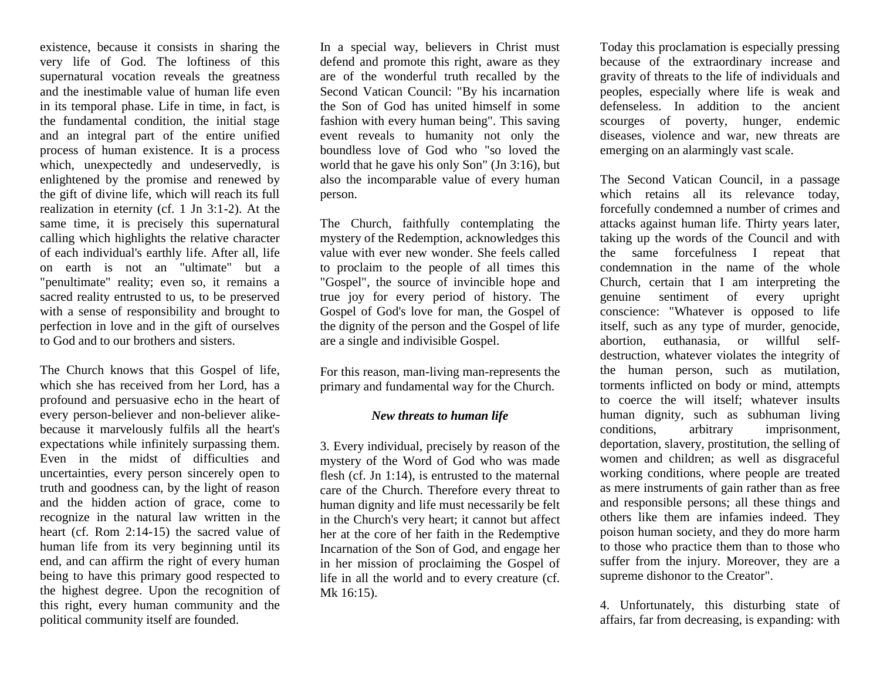existence, because it consists in sharing the very life of God. The loftiness of this supernatural vocation reveals the greatness and the inestimable value of human life even in its temporal phase. Life in time, in fact, is the fundamental condition, the initial stage and an integral part of the entire unified process of human existence. It is a process which, unexpectedly and undeservedly, is enlightened by the promise and renewed by the gift of divine life, which will reach its full realization in eternity (cf. 1 Jn 3:1-2). At the same time, it is precisely this supernatural calling which highlights the relative character of each individual's earthly life. After all, life on earth is not an "ultimate" but a "penultimate" reality; even so, it remains a sacred reality entrusted to us, to be preserved with a sense of responsibility and brought to perfection in love and in the gift of ourselves to God and to our brothers and sisters.

The Church knows that this Gospel of life, which she has received from her Lord, has a profound and persuasive echo in the heart of every person-believer and non-believer alike-because it marvelously fulfils all the heart's expectations while infinitely surpassing them. Even in the midst of difficulties and uncertainties, every person sincerely open to truth and goodness can, by the light of reason and the hidden action of grace, come to recognize in the natural law written in the heart (cf. Rom 2:14-15) the sacred value of human life from its very beginning until its end, and can affirm the right of every human being to have this primary good respected to the highest degree. Upon the recognition of this right, every human community and the political community itself are founded.

In a special way, believers in Christ must defend and promote this right, aware as they are of the wonderful truth recalled by the Second Vatican Council: "By his incarnation the Son of God has united himself in some fashion with every human being". This saving event reveals to humanity not only the boundless love of God who "so loved the world that he gave his only Son" (Jn 3:16), but also the incomparable value of every human person.

The Church, faithfully contemplating the mystery of the Redemption, acknowledges this value with ever new wonder. She feels called to proclaim to the people of all times this "Gospel", the source of invincible hope and true joy for every period of history. The Gospel of God's love for man, the Gospel of the dignity of the person and the Gospel of life are a single and indivisible Gospel.

For this reason, man-living man-represents the primary and fundamental way for the Church.

### *New threats to human life*

3. Every individual, precisely by reason of the mystery of the Word of God who was made flesh (cf. Jn 1:14), is entrusted to the maternal care of the Church. Therefore every threat to human dignity and life must necessarily be felt in the Church's very heart; it cannot but affect her at the core of her faith in the Redemptive Incarnation of the Son of God, and engage her in her mission of proclaiming the Gospel of life in all the world and to every creature (cf. Mk 16:15).

Today this proclamation is especially pressing because of the extraordinary increase and gravity of threats to the life of individuals and peoples, especially where life is weak and defenseless. In addition to the ancient scourges of poverty, hunger, endemic diseases, violence and war, new threats are emerging on an alarmingly vast scale.

The Second Vatican Council, in a passage which retains all its relevance today, forcefully condemned a number of crimes and attacks against human life. Thirty years later, taking up the words of the Council and with the same forcefulness I repeat that condemnation in the name of the whole Church, certain that I am interpreting the genuine sentiment of every upright conscience: "Whatever is opposed to life itself, such as any type of murder, genocide, abortion, euthanasia, or willful self-destruction, whatever violates the integrity of the human person, such as mutilation, torments inflicted on body or mind, attempts to coerce the will itself; whatever insults human dignity, such as subhuman living conditions, arbitrary imprisonment, deportation, slavery, prostitution, the selling of women and children; as well as disgraceful working conditions, where people are treated as mere instruments of gain rather than as free and responsible persons; all these things and others like them are infamies indeed. They poison human society, and they do more harm to those who practice them than to those who suffer from the injury. Moreover, they are a supreme dishonor to the Creator".

4. Unfortunately, this disturbing state of affairs, far from decreasing, is expanding: with